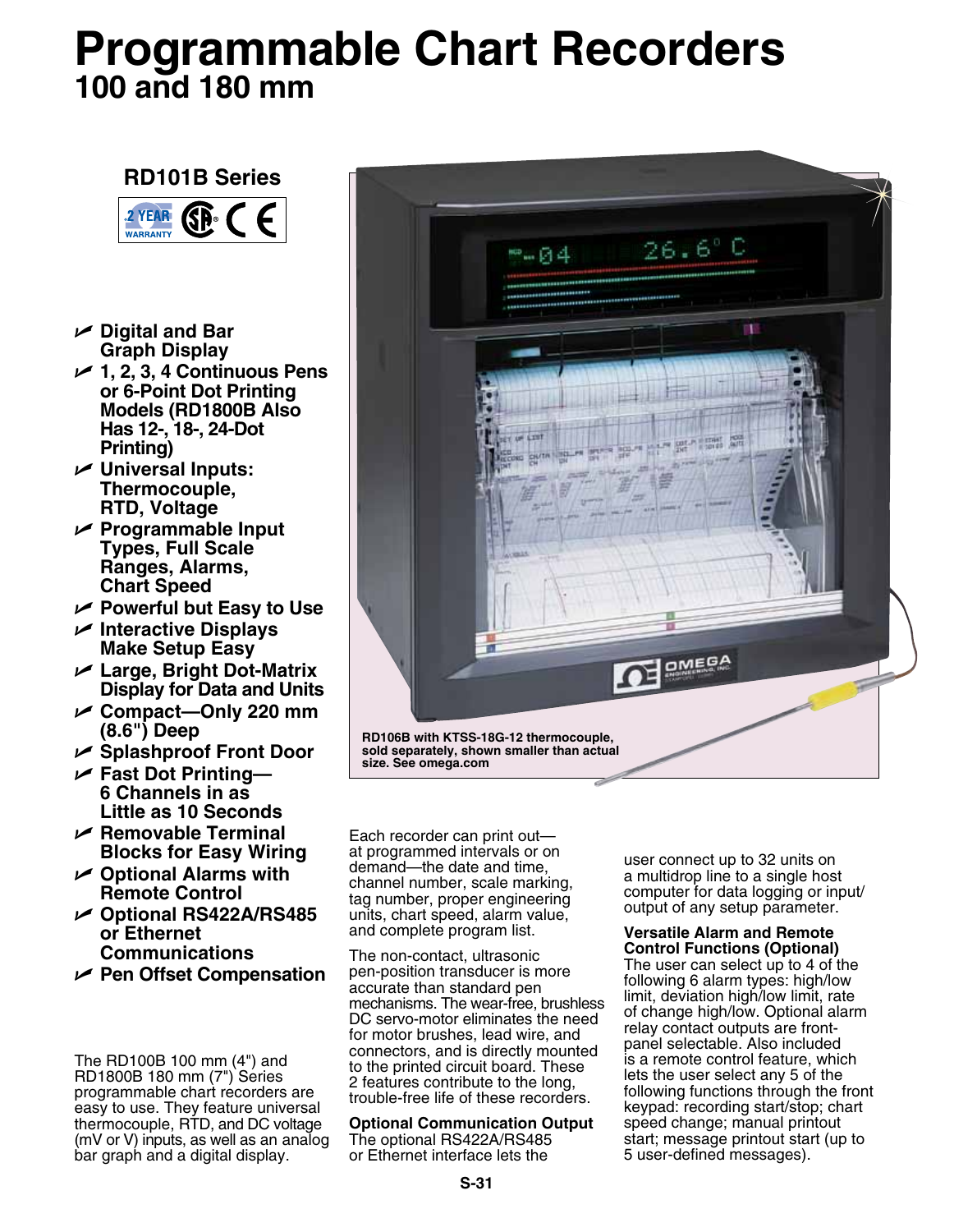# Programmable Chart Recorders
## 100 and 180 mm

### RD101B Series

2 YEAR WARRANTY

- Digital and Bar Graph Display
- 1, 2, 3, 4 Continuous Pens or 6-Point Dot Printing Models (RD1800B Also Has 12-, 18-, 24-Dot Printing)
- Universal Inputs: Thermocouple, RTD, Voltage
- Programmable Input Types, Full Scale Ranges, Alarms, Chart Speed
- Powerful but Easy to Use
- Interactive Displays Make Setup Easy
- Large, Bright Dot-Matrix Display for Data and Units
- Compact—Only 220 mm (8.6") Deep
- Splashproof Front Door
- Fast Dot Printing—6 Channels in as Little as 10 Seconds
- Removable Terminal Blocks for Easy Wiring
- Optional Alarms with Remote Control
- Optional RS422A/RS485 or Ethernet Communications
- Pen Offset Compensation

RD106B with KTSS-18G-12 thermocouple, sold separately, shown smaller than actual size. See omega.com

The RD100B 100 mm (4") and RD1800B 180 mm (7") Series programmable chart recorders are easy to use. They feature universal thermocouple, RTD, and DC voltage (mV or V) inputs, as well as an analog bar graph and a digital display.

Each recorder can print out—at programmed intervals or on demand—the date and time, channel number, scale marking, tag number, proper engineering units, chart speed, alarm value, and complete program list.

The non-contact, ultrasonic pen-position transducer is more accurate than standard pen mechanisms. The wear-free, brushless DC servo-motor eliminates the need for motor brushes, lead wire, and connectors, and is directly mounted to the printed circuit board. These 2 features contribute to the long, trouble-free life of these recorders.

**Optional Communication Output**
The optional RS422A/RS485 or Ethernet interface lets the user connect up to 32 units on a multidrop line to a single host computer for data logging or input/output of any setup parameter.

**Versatile Alarm and Remote Control Functions (Optional)**
The user can select up to 4 of the following 6 alarm types: high/low limit, deviation high/low limit, rate of change high/low. Optional alarm relay contact outputs are front-panel selectable. Also included is a remote control feature, which lets the user select any 5 of the following functions through the front keypad: recording start/stop; chart speed change; manual printout start; message printout start (up to 5 user-defined messages).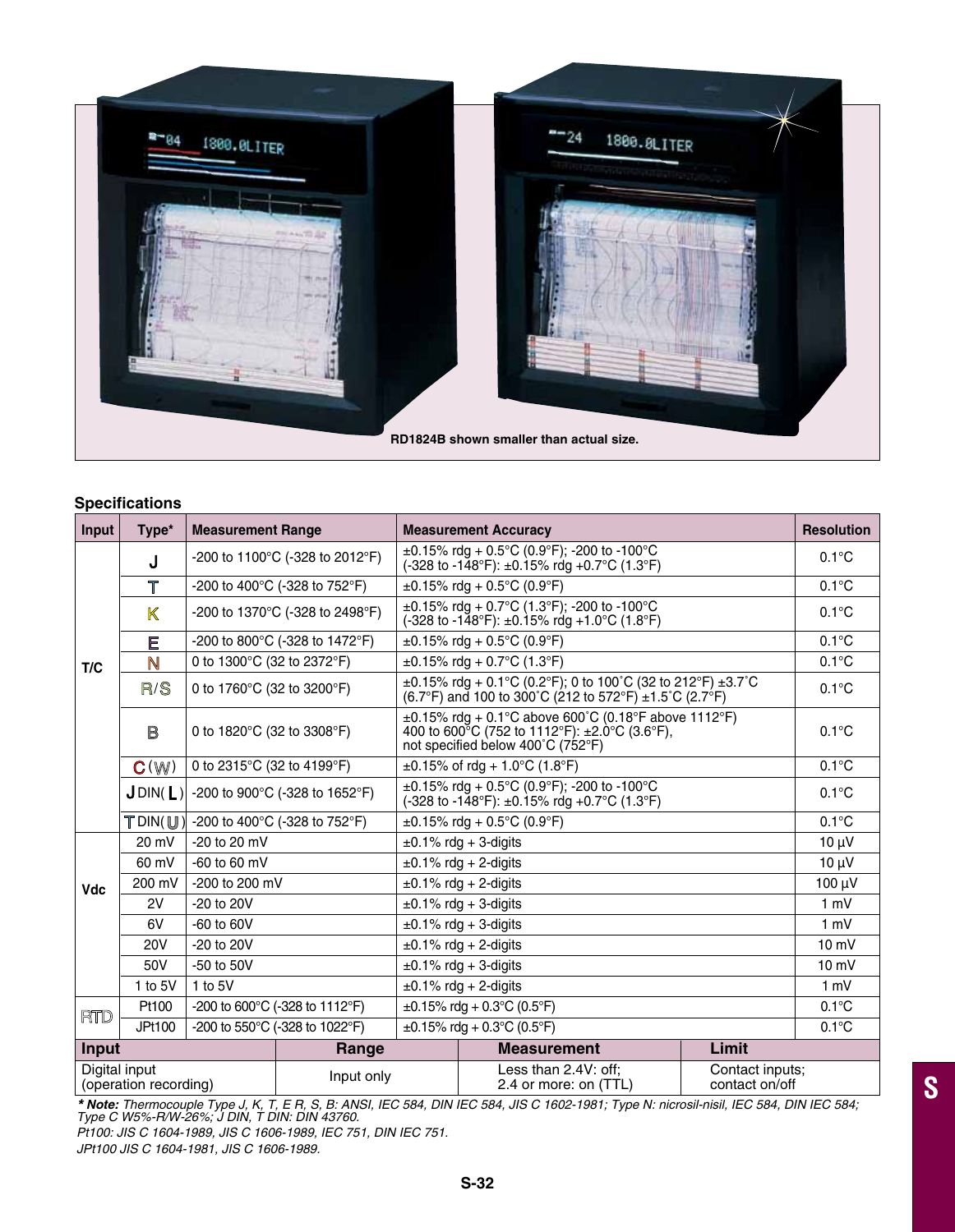RD1824B shown smaller than actual size.

## Specifications

| Input | Type* | Measurement Range | Measurement Accuracy | Resolution |
|---|---|---|---|---|
| T/C | J | -200 to 1100°C (-328 to 2012°F) | ±0.15% rdg + 0.5°C (0.9°F); -200 to -100°C (-328 to -148°F): ±0.15% rdg +0.7°C (1.3°F) | 0.1°C |
| | T | -200 to 400°C (-328 to 752°F) | ±0.15% rdg + 0.5°C (0.9°F) | 0.1°C |
| | K | -200 to 1370°C (-328 to 2498°F) | ±0.15% rdg + 0.7°C (1.3°F); -200 to -100°C (-328 to -148°F): ±0.15% rdg +1.0°C (1.8°F) | 0.1°C |
| | E | -200 to 800°C (-328 to 1472°F) | ±0.15% rdg + 0.5°C (0.9°F) | 0.1°C |
| | N | 0 to 1300°C (32 to 2372°F) | ±0.15% rdg + 0.7°C (1.3°F) | 0.1°C |
| | R/S | 0 to 1760°C (32 to 3200°F) | ±0.15% rdg + 0.1°C (0.2°F); 0 to 100˚C (32 to 212°F) ±3.7˚C (6.7°F) and 100 to 300˚C (212 to 572°F) ±1.5˚C (2.7°F) | 0.1°C |
| | B | 0 to 1820°C (32 to 3308°F) | ±0.15% rdg + 0.1°C above 600˚C (0.18°F above 1112°F) 400 to 600˚C (752 to 1112°F): ±2.0°C (3.6°F), not specified below 400˚C (752°F) | 0.1°C |
| | C (W) | 0 to 2315°C (32 to 4199°F) | ±0.15% of rdg + 1.0°C (1.8°F) | 0.1°C |
| | J DIN( L ) | -200 to 900°C (-328 to 1652°F) | ±0.15% rdg + 0.5°C (0.9°F); -200 to -100°C (-328 to -148°F): ±0.15% rdg +0.7°C (1.3°F) | 0.1°C |
| | T DIN( U ) | -200 to 400°C (-328 to 752°F) | ±0.15% rdg + 0.5°C (0.9°F) | 0.1°C |
| Vdc | 20 mV | -20 to 20 mV | ±0.1% rdg + 3-digits | 10 µV |
| | 60 mV | -60 to 60 mV | ±0.1% rdg + 2-digits | 10 µV |
| | 200 mV | -200 to 200 mV | ±0.1% rdg + 2-digits | 100 µV |
| | 2V | -20 to 20V | ±0.1% rdg + 3-digits | 1 mV |
| | 6V | -60 to 60V | ±0.1% rdg + 3-digits | 1 mV |
| | 20V | -20 to 20V | ±0.1% rdg + 2-digits | 10 mV |
| | 50V | -50 to 50V | ±0.1% rdg + 3-digits | 10 mV |
| | 1 to 5V | 1 to 5V | ±0.1% rdg + 2-digits | 1 mV |
| RTD | Pt100 | -200 to 600°C (-328 to 1112°F) | ±0.15% rdg + 0.3°C (0.5°F) | 0.1°C |
| | JPt100 | -200 to 550°C (-328 to 1022°F) | ±0.15% rdg + 0.3°C (0.5°F) | 0.1°C |

| Input | Range | Measurement | Limit |
|---|---|---|---|
| Digital input (operation recording) | Input only | Less than 2.4V: off; 2.4 or more: on (TTL) | Contact inputs; contact on/off |

***\* Note:*** *Thermocouple Type J, K, T, E R, S, B: ANSI, IEC 584, DIN IEC 584, JIS C 1602-1981; Type N: nicrosil-nisil, IEC 584, DIN IEC 584; Type C W5%-R/W-26%; J DIN, T DIN: DIN 43760.*

*Pt100: JIS C 1604-1989, JIS C 1606-1989, IEC 751, DIN IEC 751.*

*JPt100 JIS C 1604-1981, JIS C 1606-1989.*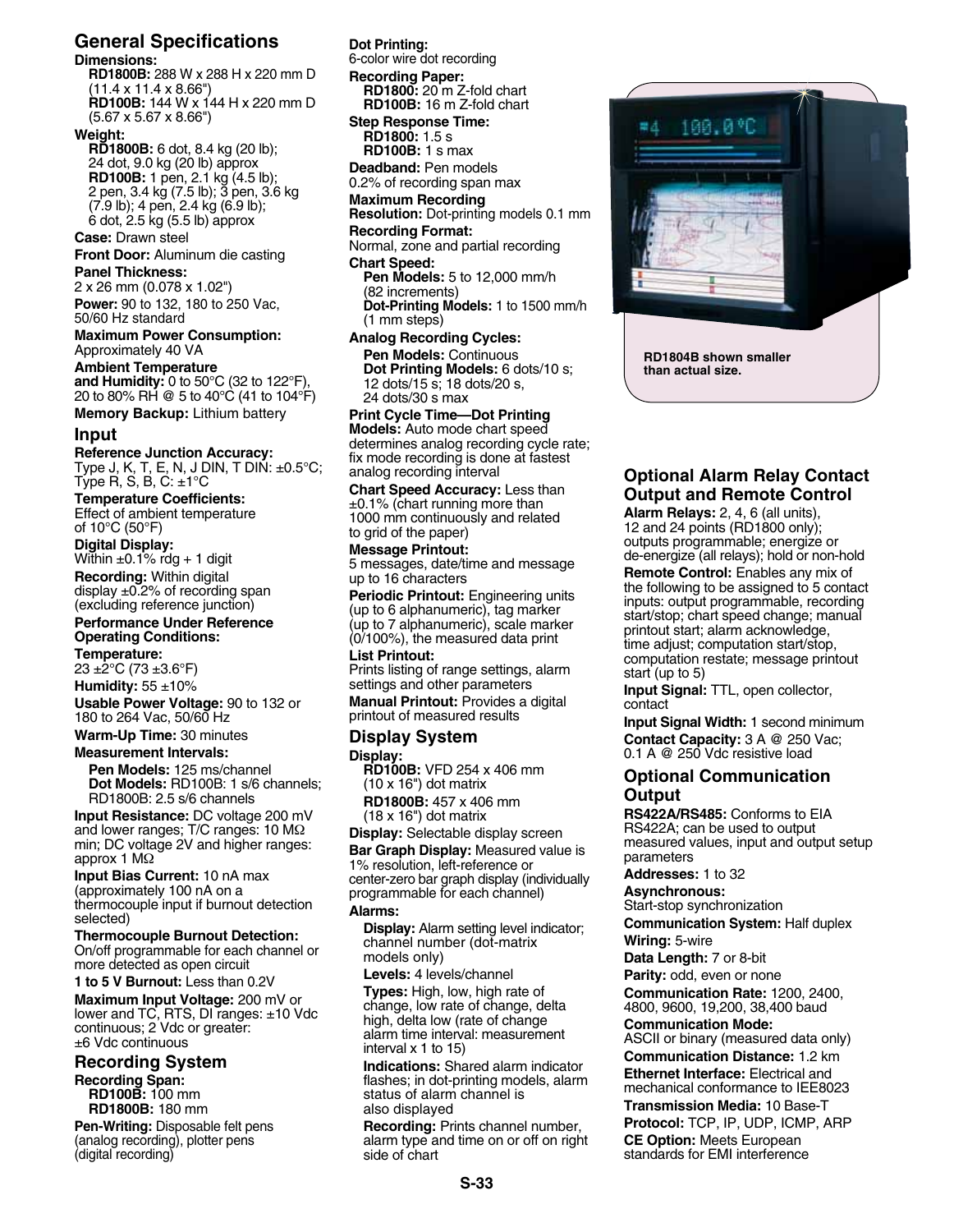## General Specifications

**Dimensions:**
**RD1800B:** 288 W x 288 H x 220 mm D (11.4 x 11.4 x 8.66")
**RD100B:** 144 W x 144 H x 220 mm D (5.67 x 5.67 x 8.66")

**Weight:**
**RD1800B:** 6 dot, 8.4 kg (20 lb); 24 dot, 9.0 kg (20 lb) approx
**RD100B:** 1 pen, 2.1 kg (4.5 lb); 2 pen, 3.4 kg (7.5 lb); 3 pen, 3.6 kg (7.9 lb); 4 pen, 2.4 kg (6.9 lb); 6 dot, 2.5 kg (5.5 lb) approx

**Case:** Drawn steel

**Front Door:** Aluminum die casting

**Panel Thickness:**
2 x 26 mm (0.078 x 1.02")

**Power:** 90 to 132, 180 to 250 Vac, 50/60 Hz standard

**Maximum Power Consumption:**
Approximately 40 VA

**Ambient Temperature and Humidity:** 0 to 50°C (32 to 122°F), 20 to 80% RH @ 5 to 40°C (41 to 104°F)

**Memory Backup:** Lithium battery

## Input

**Reference Junction Accuracy:**
Type J, K, T, E, N, J DIN, T DIN: ±0.5°C; Type R, S, B, C: ±1°C

**Temperature Coefficients:**
Effect of ambient temperature of 10°C (50°F)

**Digital Display:**
Within ±0.1% rdg + 1 digit

**Recording:** Within digital display ±0.2% of recording span (excluding reference junction)

**Performance Under Reference Operating Conditions:**

**Temperature:**
23 ±2°C (73 ±3.6°F)

**Humidity:** 55 ±10%

**Usable Power Voltage:** 90 to 132 or 180 to 264 Vac, 50/60 Hz

**Warm-Up Time:** 30 minutes

**Measurement Intervals:**
**Pen Models:** 125 ms/channel
**Dot Models:** RD100B: 1 s/6 channels; RD1800B: 2.5 s/6 channels

**Input Resistance:** DC voltage 200 mV and lower ranges; T/C ranges: 10 MΩ min; DC voltage 2V and higher ranges: approx 1 MΩ

**Input Bias Current:** 10 nA max (approximately 100 nA on a thermocouple input if burnout detection selected)

**Thermocouple Burnout Detection:**
On/off programmable for each channel or more detected as open circuit

**1 to 5 V Burnout:** Less than 0.2V

**Maximum Input Voltage:** 200 mV or lower and TC, RTS, DI ranges: ±10 Vdc continuous; 2 Vdc or greater: ±6 Vdc continuous

## Recording System

**Recording Span:**
**RD100B:** 100 mm
**RD1800B:** 180 mm

**Pen-Writing:** Disposable felt pens (analog recording), plotter pens (digital recording)

**Dot Printing:**
6-color wire dot recording

**Recording Paper:**
**RD1800:** 20 m Z-fold chart
**RD100B:** 16 m Z-fold chart

**Step Response Time:**
**RD1800:** 1.5 s
**RD100B:** 1 s max

**Deadband:** Pen models
0.2% of recording span max

**Maximum Recording Resolution:** Dot-printing models 0.1 mm

**Recording Format:**
Normal, zone and partial recording

**Chart Speed:**
**Pen Models:** 5 to 12,000 mm/h (82 increments)
**Dot-Printing Models:** 1 to 1500 mm/h (1 mm steps)

**Analog Recording Cycles:**
**Pen Models:** Continuous
**Dot Printing Models:** 6 dots/10 s; 12 dots/15 s; 18 dots/20 s, 24 dots/30 s max

**Print Cycle Time—Dot Printing Models:** Auto mode chart speed determines analog recording cycle rate; fix mode recording is done at fastest analog recording interval

**Chart Speed Accuracy:** Less than ±0.1% (chart running more than 1000 mm continuously and related to grid of the paper)

**Message Printout:**
5 messages, date/time and message up to 16 characters

**Periodic Printout:** Engineering units (up to 6 alphanumeric), tag marker (up to 7 alphanumeric), scale marker (0/100%), the measured data print

**List Printout:**
Prints listing of range settings, alarm settings and other parameters

**Manual Printout:** Provides a digital printout of measured results

## Display System

**Display:**
**RD100B:** VFD 254 x 406 mm (10 x 16") dot matrix
**RD1800B:** 457 x 406 mm (18 x 16") dot matrix

**Display:** Selectable display screen

**Bar Graph Display:** Measured value is 1% resolution, left-reference or center-zero bar graph display (individually programmable for each channel)

**Alarms:**
**Display:** Alarm setting level indicator; channel number (dot-matrix models only)
**Levels:** 4 levels/channel
**Types:** High, low, high rate of change, low rate of change, delta high, delta low (rate of change alarm time interval: measurement interval x 1 to 15)
**Indications:** Shared alarm indicator flashes; in dot-printing models, alarm status of alarm channel is also displayed
**Recording:** Prints channel number, alarm type and time on or off on right side of chart

RD1804B shown smaller than actual size.

## Optional Alarm Relay Contact Output and Remote Control

**Alarm Relays:** 2, 4, 6 (all units), 12 and 24 points (RD1800 only); outputs programmable; energize or de-energize (all relays); hold or non-hold

**Remote Control:** Enables any mix of the following to be assigned to 5 contact inputs: output programmable, recording start/stop; chart speed change; manual printout start; alarm acknowledge, time adjust; computation start/stop, computation restate; message printout start (up to 5)

**Input Signal:** TTL, open collector, contact

**Input Signal Width:** 1 second minimum

**Contact Capacity:** 3 A @ 250 Vac; 0.1 A @ 250 Vdc resistive load

## Optional Communication Output

**RS422A/RS485:** Conforms to EIA RS422A; can be used to output measured values, input and output setup parameters

**Addresses:** 1 to 32

**Asynchronous:**
Start-stop synchronization

**Communication System:** Half duplex

**Wiring:** 5-wire

**Data Length:** 7 or 8-bit

**Parity:** odd, even or none

**Communication Rate:** 1200, 2400, 4800, 9600, 19,200, 38,400 baud

**Communication Mode:**
ASCII or binary (measured data only)

**Communication Distance:** 1.2 km

**Ethernet Interface:** Electrical and mechanical conformance to IEE8023

**Transmission Media:** 10 Base-T

**Protocol:** TCP, IP, UDP, ICMP, ARP

**CE Option:** Meets European standards for EMI interference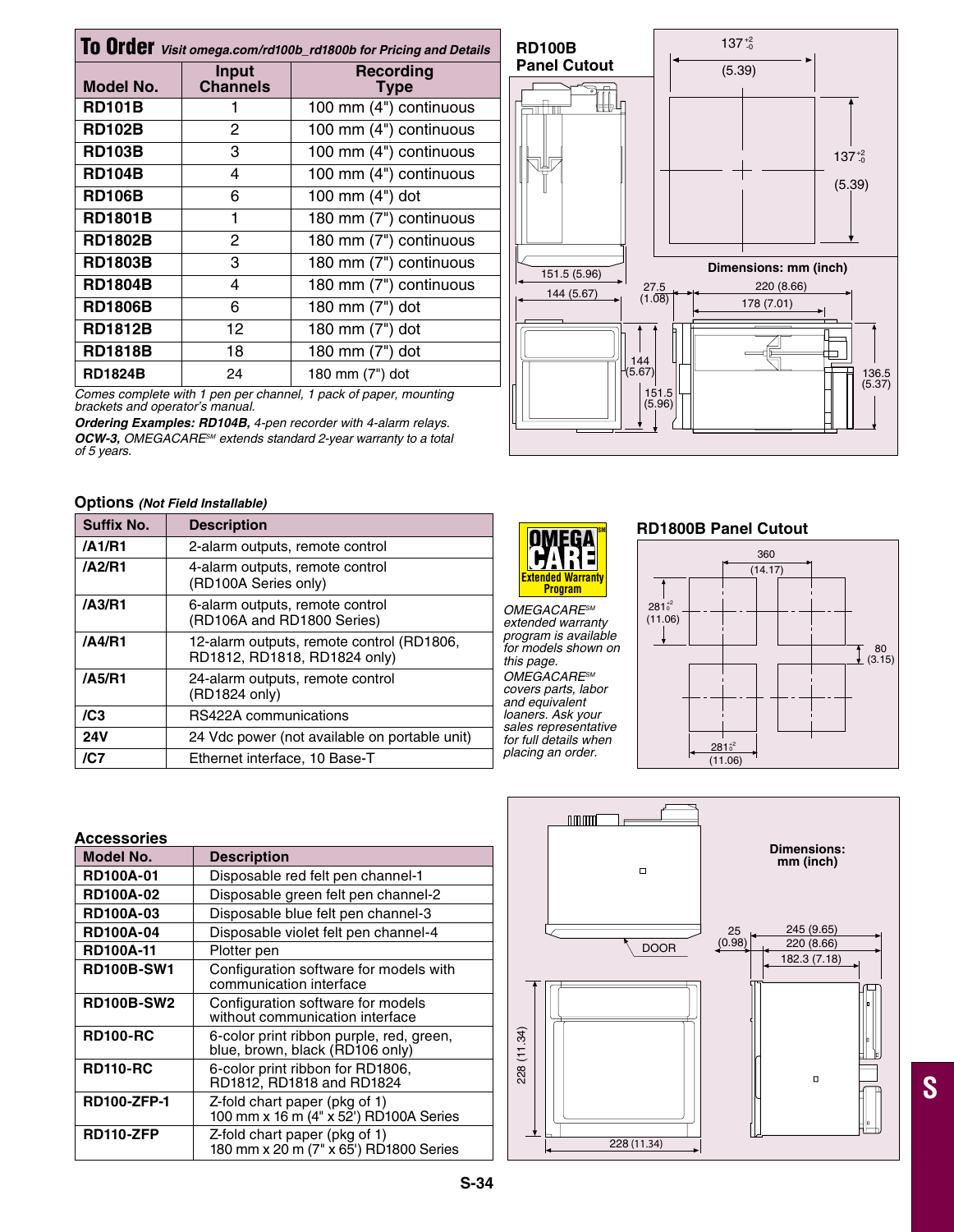## To Order *Visit omega.com/rd100b_rd1800b for Pricing and Details*

| Model No. | Input Channels | Recording Type |
|---|---|---|
| **RD101B** | 1 | 100 mm (4") continuous |
| **RD102B** | 2 | 100 mm (4") continuous |
| **RD103B** | 3 | 100 mm (4") continuous |
| **RD104B** | 4 | 100 mm (4") continuous |
| **RD106B** | 6 | 100 mm (4") dot |
| **RD1801B** | 1 | 180 mm (7") continuous |
| **RD1802B** | 2 | 180 mm (7") continuous |
| **RD1803B** | 3 | 180 mm (7") continuous |
| **RD1804B** | 4 | 180 mm (7") continuous |
| **RD1806B** | 6 | 180 mm (7") dot |
| **RD1812B** | 12 | 180 mm (7") dot |
| **RD1818B** | 18 | 180 mm (7") dot |
| **RD1824B** | 24 | 180 mm (7") dot |

*Comes complete with 1 pen per channel, 1 pack of paper, mounting brackets and operator's manual.*

***Ordering Examples: RD104B,** 4-pen recorder with 4-alarm relays.*
***OCW-3,** OMEGACARE℠ extends standard 2-year warranty to a total of 5 years.*

### RD100B Panel Cutout

137 $^{+2}_{-0}$ (5.39)

137 $^{+2}_{-0}$ (5.39)

Dimensions: mm (inch)

151.5 (5.96)
144 (5.67)
27.5 (1.08)
220 (8.66)
178 (7.01)
144 (5.67)
151.5 (5.96)
136.5 (5.37)

### Options *(Not Field Installable)*

| Suffix No. | Description |
|---|---|
| **/A1/R1** | 2-alarm outputs, remote control |
| **/A2/R1** | 4-alarm outputs, remote control (RD100A Series only) |
| **/A3/R1** | 6-alarm outputs, remote control (RD106A and RD1800 Series) |
| **/A4/R1** | 12-alarm outputs, remote control (RD1806, RD1812, RD1818, RD1824 only) |
| **/A5/R1** | 24-alarm outputs, remote control (RD1824 only) |
| **/C3** | RS422A communications |
| **24V** | 24 Vdc power (not available on portable unit) |
| **/C7** | Ethernet interface, 10 Base-T |

OMEGA CARE℠ Extended Warranty Program

*OMEGACARE℠ extended warranty program is available for models shown on this page. OMEGACARE℠ covers parts, labor and equivalent loaners. Ask your sales representative for full details when placing an order.*

### RD1800B Panel Cutout

360 (14.17)
281 $^{+2}_{0}$ (11.06)
80 (3.15)
281 $^{+2}_{0}$ (11.06)

### Accessories

| Model No. | Description |
|---|---|
| **RD100A-01** | Disposable red felt pen channel-1 |
| **RD100A-02** | Disposable green felt pen channel-2 |
| **RD100A-03** | Disposable blue felt pen channel-3 |
| **RD100A-04** | Disposable violet felt pen channel-4 |
| **RD100A-11** | Plotter pen |
| **RD100B-SW1** | Configuration software for models with communication interface |
| **RD100B-SW2** | Configuration software for models without communication interface |
| **RD100-RC** | 6-color print ribbon purple, red, green, blue, brown, black (RD106 only) |
| **RD110-RC** | 6-color print ribbon for RD1806, RD1812, RD1818 and RD1824 |
| **RD100-ZFP-1** | Z-fold chart paper (pkg of 1) 100 mm x 16 m (4" x 52') RD100A Series |
| **RD110-ZFP** | Z-fold chart paper (pkg of 1) 180 mm x 20 m (7" x 65') RD1800 Series |

Dimensions: mm (inch)

DOOR
25 (0.98)
245 (9.65)
220 (8.66)
182.3 (7.18)
228 (11.34)
228 (11.34)